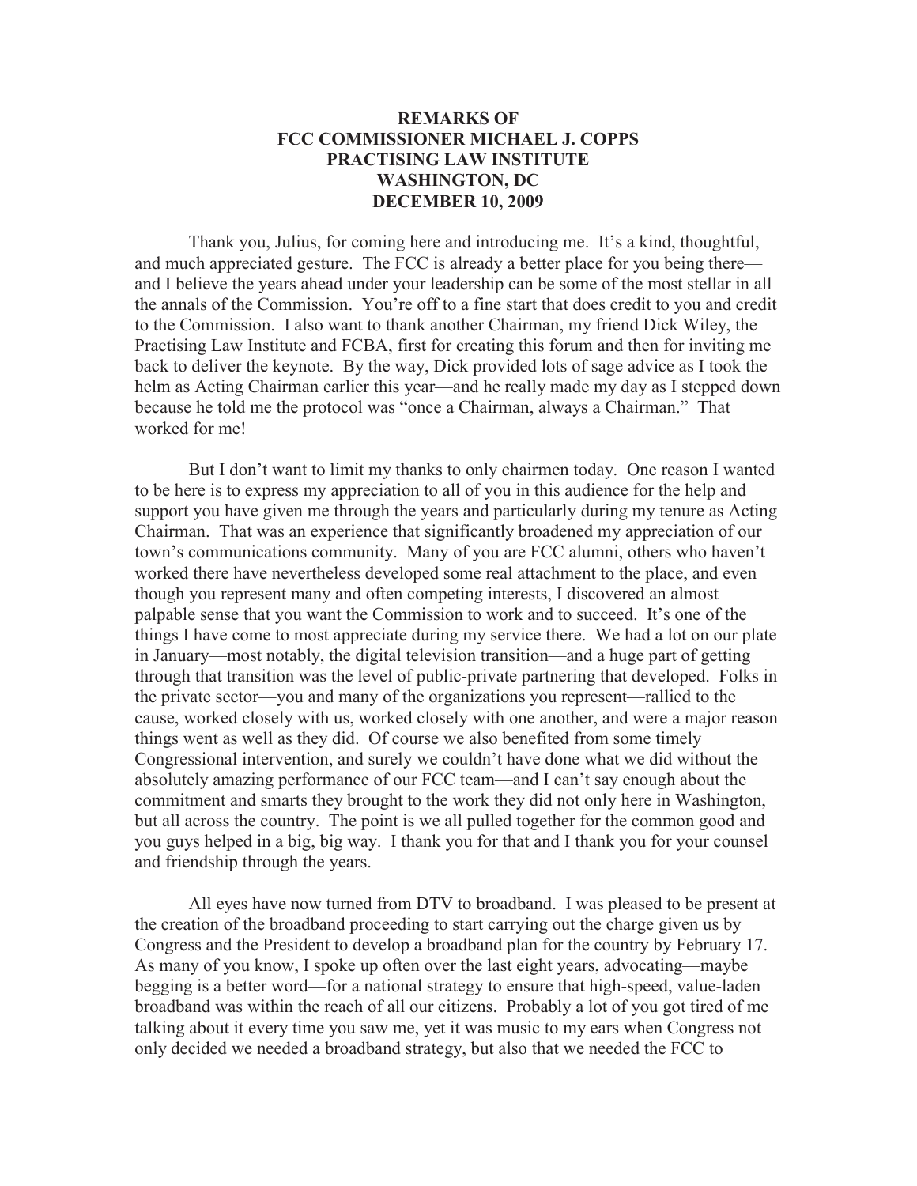**REMARKS OF**
**FCC COMMISSIONER MICHAEL J. COPPS**
**PRACTISING LAW INSTITUTE**
**WASHINGTON, DC**
**DECEMBER 10, 2009**

Thank you, Julius, for coming here and introducing me. It's a kind, thoughtful, and much appreciated gesture. The FCC is already a better place for you being there—and I believe the years ahead under your leadership can be some of the most stellar in all the annals of the Commission. You're off to a fine start that does credit to you and credit to the Commission. I also want to thank another Chairman, my friend Dick Wiley, the Practising Law Institute and FCBA, first for creating this forum and then for inviting me back to deliver the keynote. By the way, Dick provided lots of sage advice as I took the helm as Acting Chairman earlier this year—and he really made my day as I stepped down because he told me the protocol was "once a Chairman, always a Chairman." That worked for me!

But I don't want to limit my thanks to only chairmen today. One reason I wanted to be here is to express my appreciation to all of you in this audience for the help and support you have given me through the years and particularly during my tenure as Acting Chairman. That was an experience that significantly broadened my appreciation of our town's communications community. Many of you are FCC alumni, others who haven't worked there have nevertheless developed some real attachment to the place, and even though you represent many and often competing interests, I discovered an almost palpable sense that you want the Commission to work and to succeed. It's one of the things I have come to most appreciate during my service there. We had a lot on our plate in January—most notably, the digital television transition—and a huge part of getting through that transition was the level of public-private partnering that developed. Folks in the private sector—you and many of the organizations you represent—rallied to the cause, worked closely with us, worked closely with one another, and were a major reason things went as well as they did. Of course we also benefited from some timely Congressional intervention, and surely we couldn't have done what we did without the absolutely amazing performance of our FCC team—and I can't say enough about the commitment and smarts they brought to the work they did not only here in Washington, but all across the country. The point is we all pulled together for the common good and you guys helped in a big, big way. I thank you for that and I thank you for your counsel and friendship through the years.

All eyes have now turned from DTV to broadband. I was pleased to be present at the creation of the broadband proceeding to start carrying out the charge given us by Congress and the President to develop a broadband plan for the country by February 17. As many of you know, I spoke up often over the last eight years, advocating—maybe begging is a better word—for a national strategy to ensure that high-speed, value-laden broadband was within the reach of all our citizens. Probably a lot of you got tired of me talking about it every time you saw me, yet it was music to my ears when Congress not only decided we needed a broadband strategy, but also that we needed the FCC to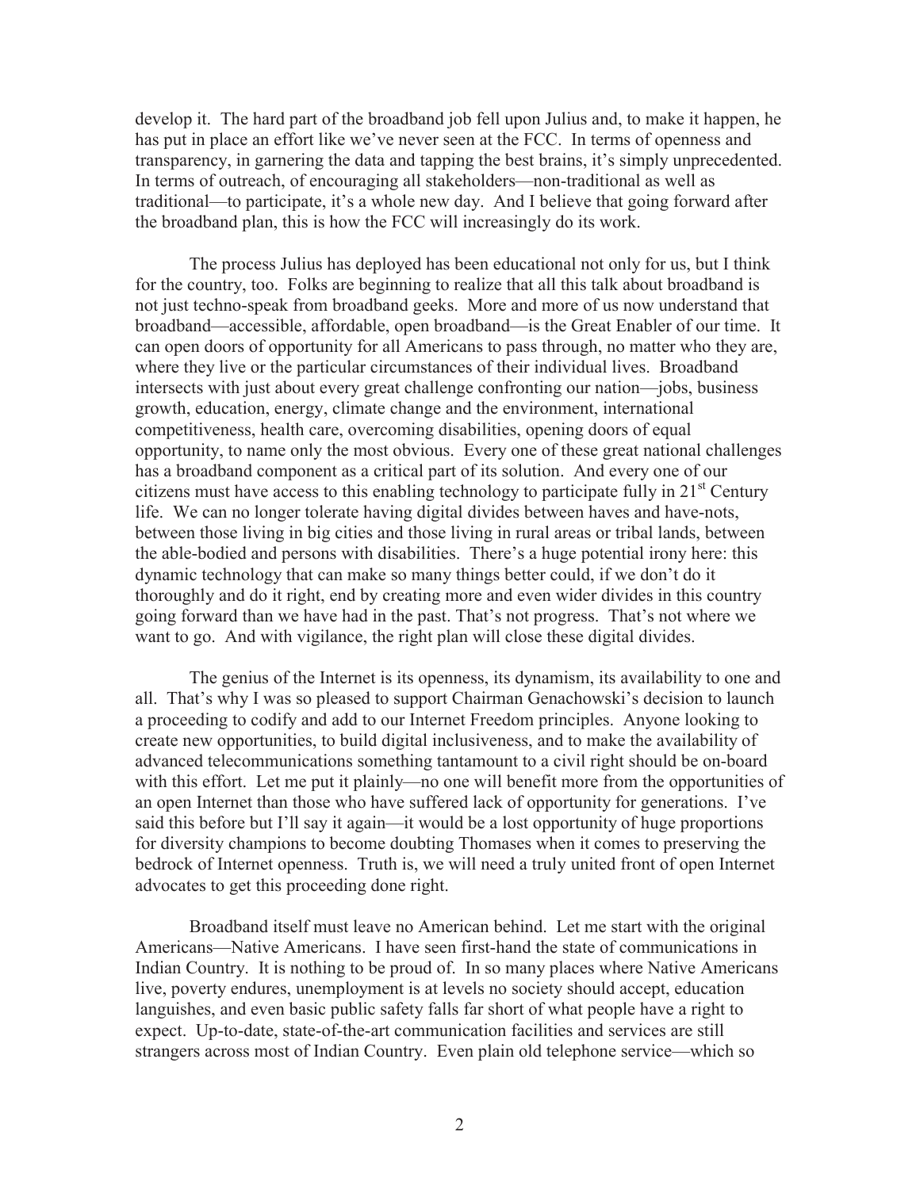develop it. The hard part of the broadband job fell upon Julius and, to make it happen, he has put in place an effort like we've never seen at the FCC. In terms of openness and transparency, in garnering the data and tapping the best brains, it's simply unprecedented. In terms of outreach, of encouraging all stakeholders—non-traditional as well as traditional—to participate, it's a whole new day. And I believe that going forward after the broadband plan, this is how the FCC will increasingly do its work.

The process Julius has deployed has been educational not only for us, but I think for the country, too. Folks are beginning to realize that all this talk about broadband is not just techno-speak from broadband geeks. More and more of us now understand that broadband—accessible, affordable, open broadband—is the Great Enabler of our time. It can open doors of opportunity for all Americans to pass through, no matter who they are, where they live or the particular circumstances of their individual lives. Broadband intersects with just about every great challenge confronting our nation—jobs, business growth, education, energy, climate change and the environment, international competitiveness, health care, overcoming disabilities, opening doors of equal opportunity, to name only the most obvious. Every one of these great national challenges has a broadband component as a critical part of its solution. And every one of our citizens must have access to this enabling technology to participate fully in 21st Century life. We can no longer tolerate having digital divides between haves and have-nots, between those living in big cities and those living in rural areas or tribal lands, between the able-bodied and persons with disabilities. There's a huge potential irony here: this dynamic technology that can make so many things better could, if we don't do it thoroughly and do it right, end by creating more and even wider divides in this country going forward than we have had in the past. That's not progress. That's not where we want to go. And with vigilance, the right plan will close these digital divides.

The genius of the Internet is its openness, its dynamism, its availability to one and all. That's why I was so pleased to support Chairman Genachowski's decision to launch a proceeding to codify and add to our Internet Freedom principles. Anyone looking to create new opportunities, to build digital inclusiveness, and to make the availability of advanced telecommunications something tantamount to a civil right should be on-board with this effort. Let me put it plainly—no one will benefit more from the opportunities of an open Internet than those who have suffered lack of opportunity for generations. I've said this before but I'll say it again—it would be a lost opportunity of huge proportions for diversity champions to become doubting Thomases when it comes to preserving the bedrock of Internet openness. Truth is, we will need a truly united front of open Internet advocates to get this proceeding done right.

Broadband itself must leave no American behind. Let me start with the original Americans—Native Americans. I have seen first-hand the state of communications in Indian Country. It is nothing to be proud of. In so many places where Native Americans live, poverty endures, unemployment is at levels no society should accept, education languishes, and even basic public safety falls far short of what people have a right to expect. Up-to-date, state-of-the-art communication facilities and services are still strangers across most of Indian Country. Even plain old telephone service—which so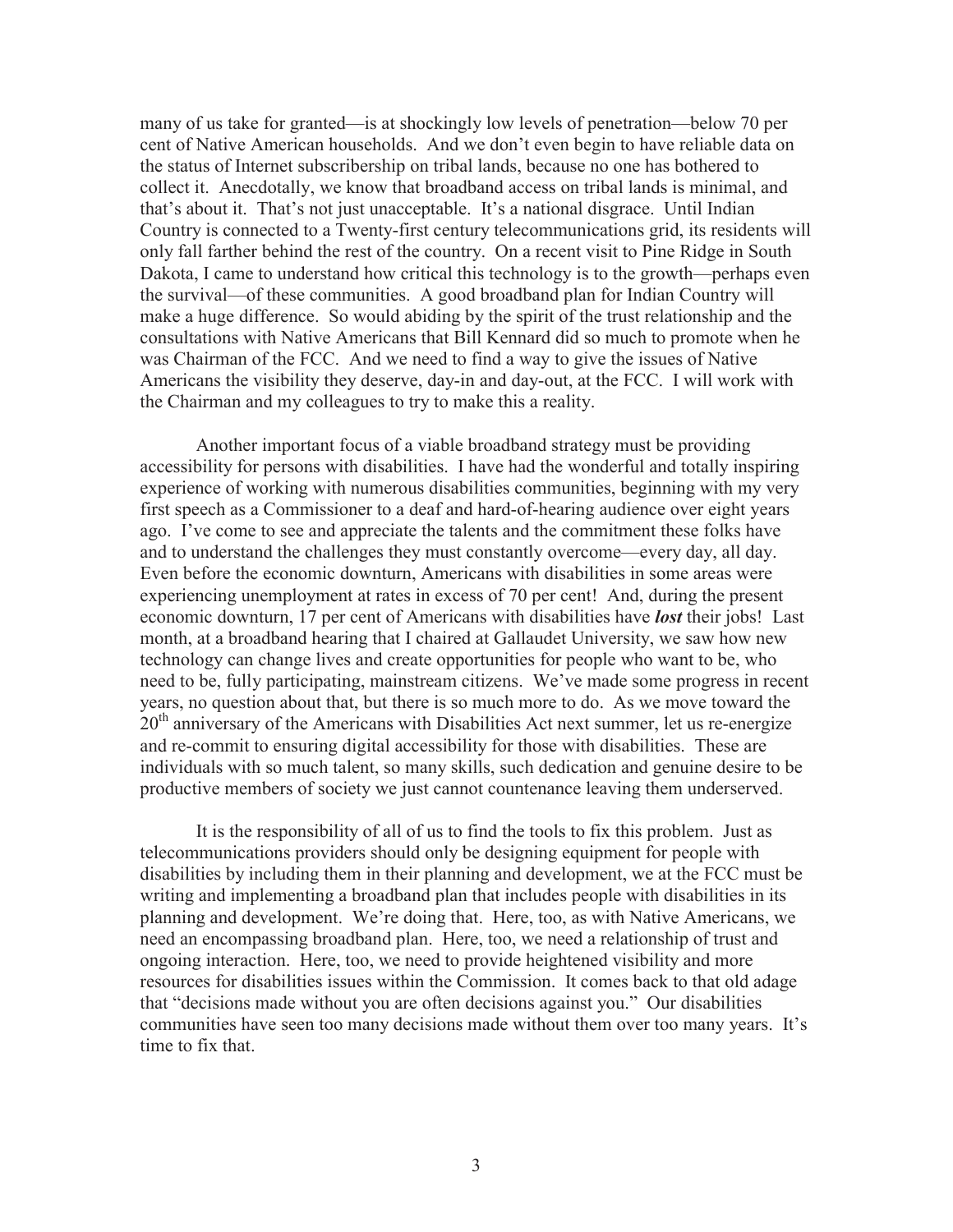many of us take for granted—is at shockingly low levels of penetration—below 70 per cent of Native American households. And we don't even begin to have reliable data on the status of Internet subscribership on tribal lands, because no one has bothered to collect it. Anecdotally, we know that broadband access on tribal lands is minimal, and that's about it. That's not just unacceptable. It's a national disgrace. Until Indian Country is connected to a Twenty-first century telecommunications grid, its residents will only fall farther behind the rest of the country. On a recent visit to Pine Ridge in South Dakota, I came to understand how critical this technology is to the growth—perhaps even the survival—of these communities. A good broadband plan for Indian Country will make a huge difference. So would abiding by the spirit of the trust relationship and the consultations with Native Americans that Bill Kennard did so much to promote when he was Chairman of the FCC. And we need to find a way to give the issues of Native Americans the visibility they deserve, day-in and day-out, at the FCC. I will work with the Chairman and my colleagues to try to make this a reality.

Another important focus of a viable broadband strategy must be providing accessibility for persons with disabilities. I have had the wonderful and totally inspiring experience of working with numerous disabilities communities, beginning with my very first speech as a Commissioner to a deaf and hard-of-hearing audience over eight years ago. I've come to see and appreciate the talents and the commitment these folks have and to understand the challenges they must constantly overcome—every day, all day. Even before the economic downturn, Americans with disabilities in some areas were experiencing unemployment at rates in excess of 70 per cent! And, during the present economic downturn, 17 per cent of Americans with disabilities have ***lost*** their jobs! Last month, at a broadband hearing that I chaired at Gallaudet University, we saw how new technology can change lives and create opportunities for people who want to be, who need to be, fully participating, mainstream citizens. We've made some progress in recent years, no question about that, but there is so much more to do. As we move toward the 20th anniversary of the Americans with Disabilities Act next summer, let us re-energize and re-commit to ensuring digital accessibility for those with disabilities. These are individuals with so much talent, so many skills, such dedication and genuine desire to be productive members of society we just cannot countenance leaving them underserved.

It is the responsibility of all of us to find the tools to fix this problem. Just as telecommunications providers should only be designing equipment for people with disabilities by including them in their planning and development, we at the FCC must be writing and implementing a broadband plan that includes people with disabilities in its planning and development. We're doing that. Here, too, as with Native Americans, we need an encompassing broadband plan. Here, too, we need a relationship of trust and ongoing interaction. Here, too, we need to provide heightened visibility and more resources for disabilities issues within the Commission. It comes back to that old adage that "decisions made without you are often decisions against you." Our disabilities communities have seen too many decisions made without them over too many years. It's time to fix that.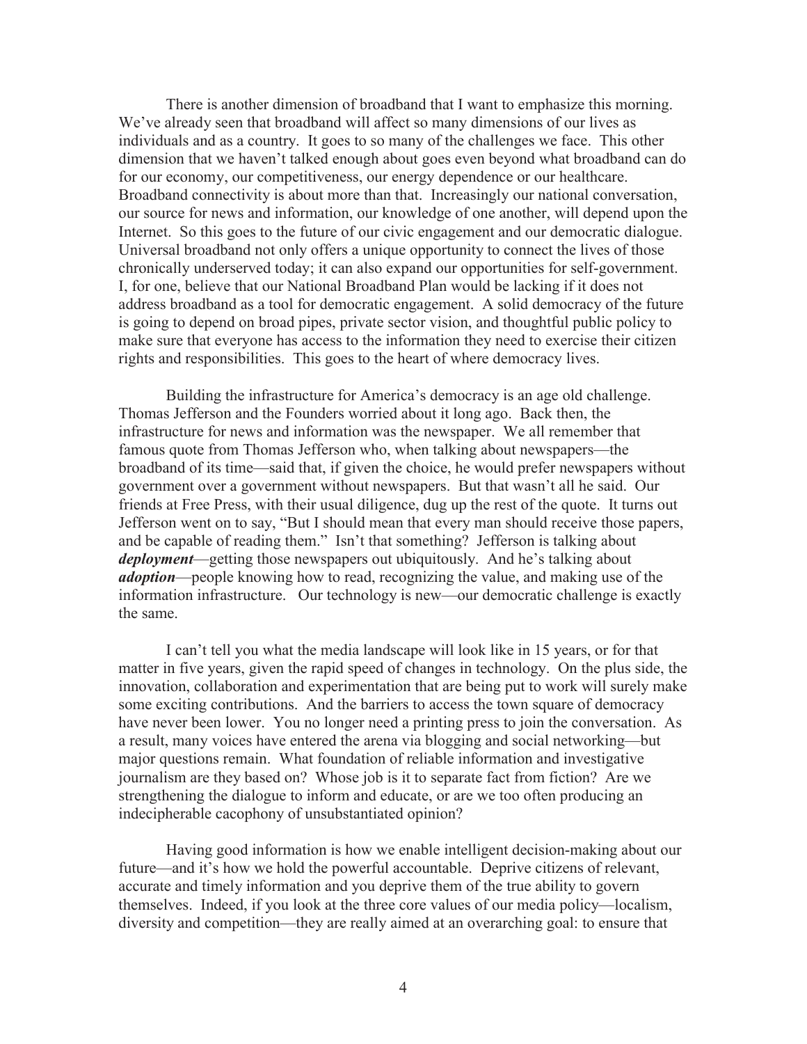There is another dimension of broadband that I want to emphasize this morning. We've already seen that broadband will affect so many dimensions of our lives as individuals and as a country. It goes to so many of the challenges we face. This other dimension that we haven't talked enough about goes even beyond what broadband can do for our economy, our competitiveness, our energy dependence or our healthcare. Broadband connectivity is about more than that. Increasingly our national conversation, our source for news and information, our knowledge of one another, will depend upon the Internet. So this goes to the future of our civic engagement and our democratic dialogue. Universal broadband not only offers a unique opportunity to connect the lives of those chronically underserved today; it can also expand our opportunities for self-government. I, for one, believe that our National Broadband Plan would be lacking if it does not address broadband as a tool for democratic engagement. A solid democracy of the future is going to depend on broad pipes, private sector vision, and thoughtful public policy to make sure that everyone has access to the information they need to exercise their citizen rights and responsibilities. This goes to the heart of where democracy lives.

Building the infrastructure for America's democracy is an age old challenge. Thomas Jefferson and the Founders worried about it long ago. Back then, the infrastructure for news and information was the newspaper. We all remember that famous quote from Thomas Jefferson who, when talking about newspapers—the broadband of its time—said that, if given the choice, he would prefer newspapers without government over a government without newspapers. But that wasn't all he said. Our friends at Free Press, with their usual diligence, dug up the rest of the quote. It turns out Jefferson went on to say, "But I should mean that every man should receive those papers, and be capable of reading them." Isn't that something? Jefferson is talking about ***deployment***—getting those newspapers out ubiquitously. And he's talking about ***adoption***—people knowing how to read, recognizing the value, and making use of the information infrastructure. Our technology is new—our democratic challenge is exactly the same.

I can't tell you what the media landscape will look like in 15 years, or for that matter in five years, given the rapid speed of changes in technology. On the plus side, the innovation, collaboration and experimentation that are being put to work will surely make some exciting contributions. And the barriers to access the town square of democracy have never been lower. You no longer need a printing press to join the conversation. As a result, many voices have entered the arena via blogging and social networking—but major questions remain. What foundation of reliable information and investigative journalism are they based on? Whose job is it to separate fact from fiction? Are we strengthening the dialogue to inform and educate, or are we too often producing an indecipherable cacophony of unsubstantiated opinion?

Having good information is how we enable intelligent decision-making about our future—and it's how we hold the powerful accountable. Deprive citizens of relevant, accurate and timely information and you deprive them of the true ability to govern themselves. Indeed, if you look at the three core values of our media policy—localism, diversity and competition—they are really aimed at an overarching goal: to ensure that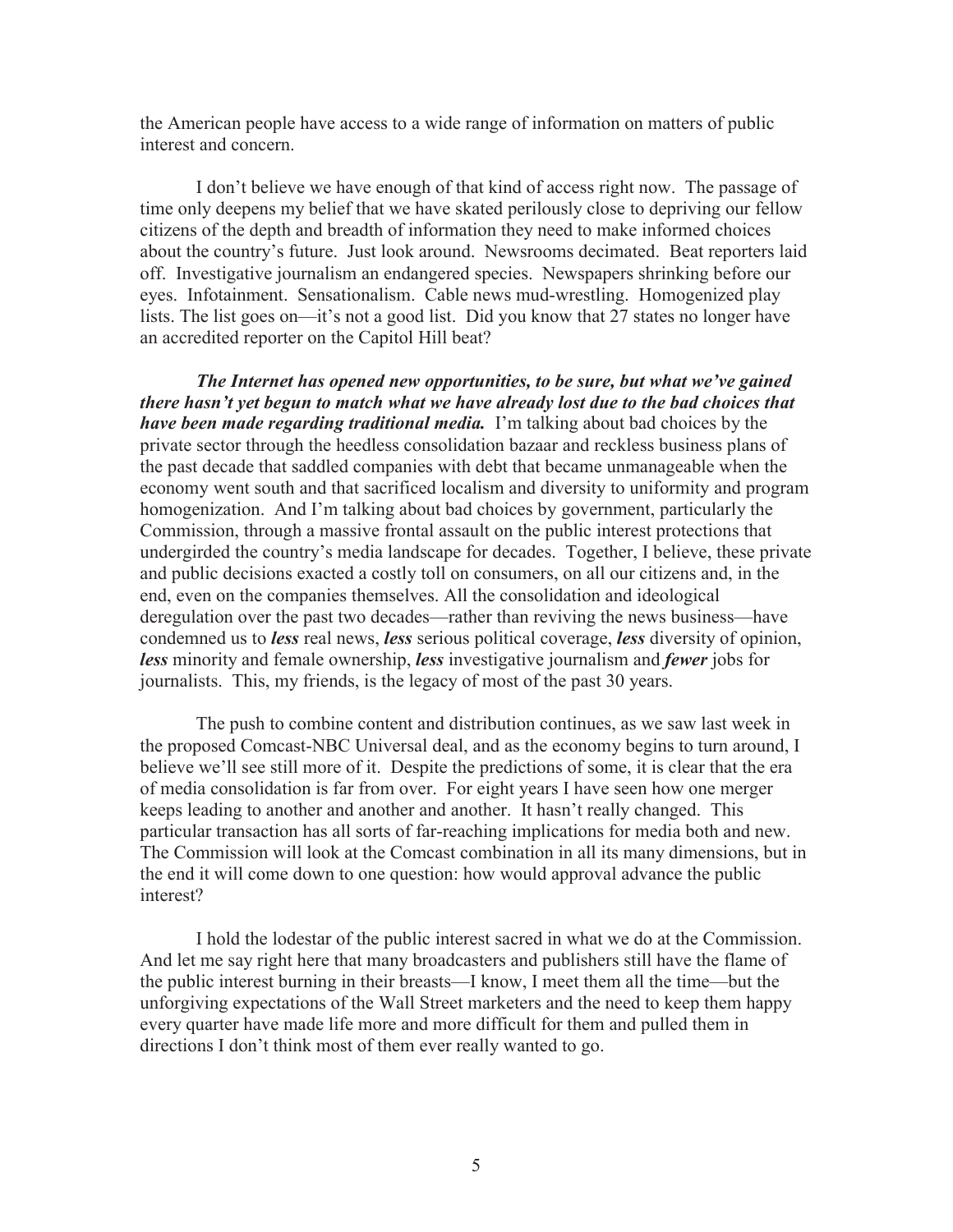the American people have access to a wide range of information on matters of public interest and concern.

I don't believe we have enough of that kind of access right now. The passage of time only deepens my belief that we have skated perilously close to depriving our fellow citizens of the depth and breadth of information they need to make informed choices about the country's future. Just look around. Newsrooms decimated. Beat reporters laid off. Investigative journalism an endangered species. Newspapers shrinking before our eyes. Infotainment. Sensationalism. Cable news mud-wrestling. Homogenized play lists. The list goes on—it's not a good list. Did you know that 27 states no longer have an accredited reporter on the Capitol Hill beat?

***The Internet has opened new opportunities, to be sure, but what we've gained there hasn't yet begun to match what we have already lost due to the bad choices that have been made regarding traditional media.*** I'm talking about bad choices by the private sector through the heedless consolidation bazaar and reckless business plans of the past decade that saddled companies with debt that became unmanageable when the economy went south and that sacrificed localism and diversity to uniformity and program homogenization. And I'm talking about bad choices by government, particularly the Commission, through a massive frontal assault on the public interest protections that undergirded the country's media landscape for decades. Together, I believe, these private and public decisions exacted a costly toll on consumers, on all our citizens and, in the end, even on the companies themselves. All the consolidation and ideological deregulation over the past two decades—rather than reviving the news business—have condemned us to ***less*** real news, ***less*** serious political coverage, ***less*** diversity of opinion, ***less*** minority and female ownership, ***less*** investigative journalism and ***fewer*** jobs for journalists. This, my friends, is the legacy of most of the past 30 years.

The push to combine content and distribution continues, as we saw last week in the proposed Comcast-NBC Universal deal, and as the economy begins to turn around, I believe we'll see still more of it. Despite the predictions of some, it is clear that the era of media consolidation is far from over. For eight years I have seen how one merger keeps leading to another and another and another. It hasn't really changed. This particular transaction has all sorts of far-reaching implications for media both and new. The Commission will look at the Comcast combination in all its many dimensions, but in the end it will come down to one question: how would approval advance the public interest?

I hold the lodestar of the public interest sacred in what we do at the Commission. And let me say right here that many broadcasters and publishers still have the flame of the public interest burning in their breasts—I know, I meet them all the time—but the unforgiving expectations of the Wall Street marketers and the need to keep them happy every quarter have made life more and more difficult for them and pulled them in directions I don't think most of them ever really wanted to go.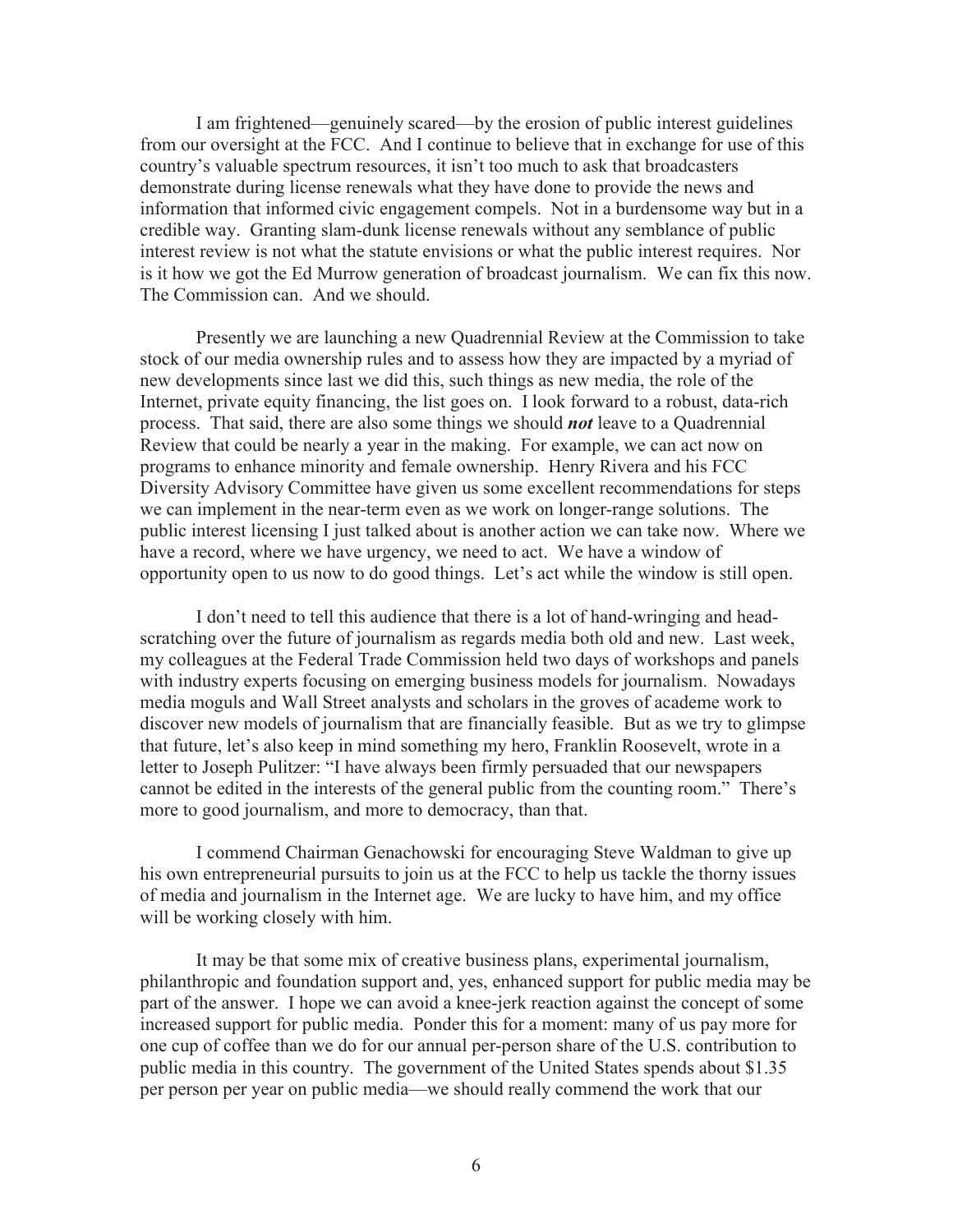I am frightened—genuinely scared—by the erosion of public interest guidelines from our oversight at the FCC. And I continue to believe that in exchange for use of this country's valuable spectrum resources, it isn't too much to ask that broadcasters demonstrate during license renewals what they have done to provide the news and information that informed civic engagement compels. Not in a burdensome way but in a credible way. Granting slam-dunk license renewals without any semblance of public interest review is not what the statute envisions or what the public interest requires. Nor is it how we got the Ed Murrow generation of broadcast journalism. We can fix this now. The Commission can. And we should.

Presently we are launching a new Quadrennial Review at the Commission to take stock of our media ownership rules and to assess how they are impacted by a myriad of new developments since last we did this, such things as new media, the role of the Internet, private equity financing, the list goes on. I look forward to a robust, data-rich process. That said, there are also some things we should ***not*** leave to a Quadrennial Review that could be nearly a year in the making. For example, we can act now on programs to enhance minority and female ownership. Henry Rivera and his FCC Diversity Advisory Committee have given us some excellent recommendations for steps we can implement in the near-term even as we work on longer-range solutions. The public interest licensing I just talked about is another action we can take now. Where we have a record, where we have urgency, we need to act. We have a window of opportunity open to us now to do good things. Let's act while the window is still open.

I don't need to tell this audience that there is a lot of hand-wringing and head-scratching over the future of journalism as regards media both old and new. Last week, my colleagues at the Federal Trade Commission held two days of workshops and panels with industry experts focusing on emerging business models for journalism. Nowadays media moguls and Wall Street analysts and scholars in the groves of academe work to discover new models of journalism that are financially feasible. But as we try to glimpse that future, let's also keep in mind something my hero, Franklin Roosevelt, wrote in a letter to Joseph Pulitzer: "I have always been firmly persuaded that our newspapers cannot be edited in the interests of the general public from the counting room." There's more to good journalism, and more to democracy, than that.

I commend Chairman Genachowski for encouraging Steve Waldman to give up his own entrepreneurial pursuits to join us at the FCC to help us tackle the thorny issues of media and journalism in the Internet age. We are lucky to have him, and my office will be working closely with him.

It may be that some mix of creative business plans, experimental journalism, philanthropic and foundation support and, yes, enhanced support for public media may be part of the answer. I hope we can avoid a knee-jerk reaction against the concept of some increased support for public media. Ponder this for a moment: many of us pay more for one cup of coffee than we do for our annual per-person share of the U.S. contribution to public media in this country. The government of the United States spends about $1.35 per person per year on public media—we should really commend the work that our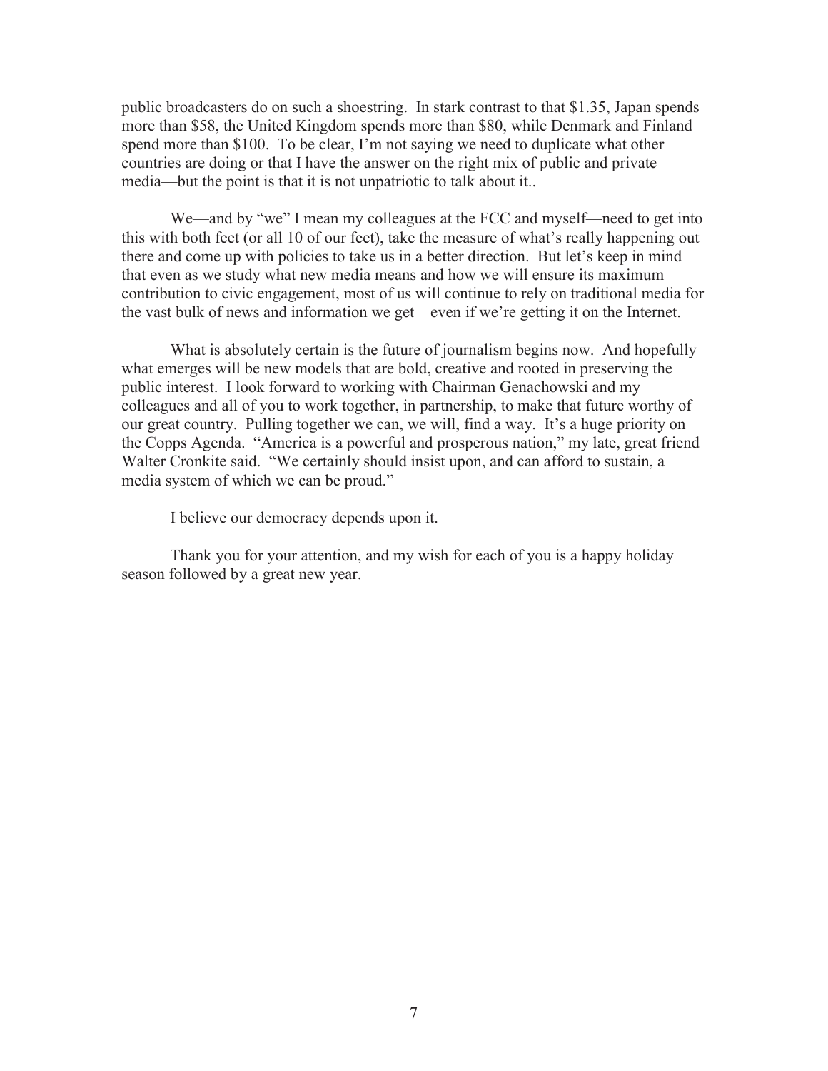public broadcasters do on such a shoestring. In stark contrast to that \$1.35, Japan spends more than \$58, the United Kingdom spends more than \$80, while Denmark and Finland spend more than \$100. To be clear, I'm not saying we need to duplicate what other countries are doing or that I have the answer on the right mix of public and private media—but the point is that it is not unpatriotic to talk about it..

We—and by "we" I mean my colleagues at the FCC and myself—need to get into this with both feet (or all 10 of our feet), take the measure of what's really happening out there and come up with policies to take us in a better direction. But let's keep in mind that even as we study what new media means and how we will ensure its maximum contribution to civic engagement, most of us will continue to rely on traditional media for the vast bulk of news and information we get—even if we're getting it on the Internet.

What is absolutely certain is the future of journalism begins now. And hopefully what emerges will be new models that are bold, creative and rooted in preserving the public interest. I look forward to working with Chairman Genachowski and my colleagues and all of you to work together, in partnership, to make that future worthy of our great country. Pulling together we can, we will, find a way. It's a huge priority on the Copps Agenda. "America is a powerful and prosperous nation," my late, great friend Walter Cronkite said. "We certainly should insist upon, and can afford to sustain, a media system of which we can be proud."

I believe our democracy depends upon it.

Thank you for your attention, and my wish for each of you is a happy holiday season followed by a great new year.